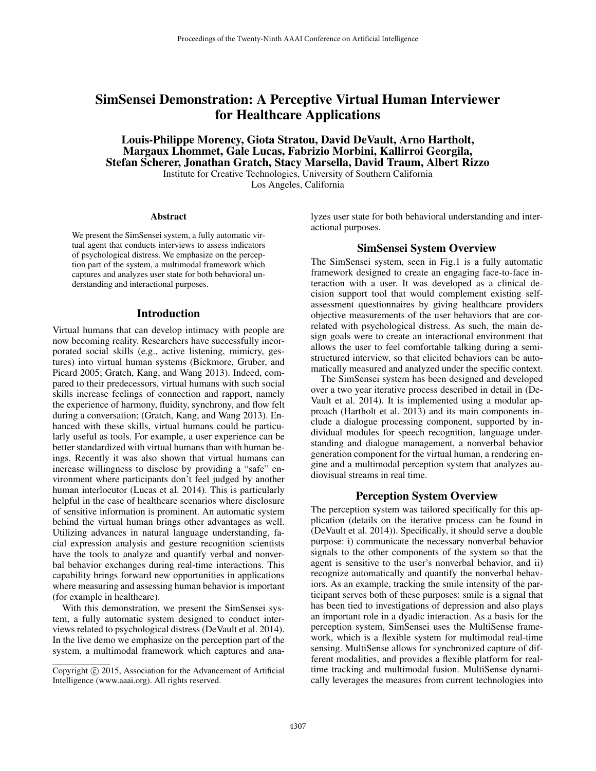# SimSensei Demonstration: A Perceptive Virtual Human Interviewer for Healthcare Applications

**Louis-Philippe Morency, Giota Stratou, David DeVault, Arno Hartholt, Margaux Lhommet, Gale Lucas, Fabrizio Morbini, Kallirroi Georgila, Stefan Scherer, Jonathan Gratch, Stacy Marsella, David Traum, Albert Rizzo**

Institute for Creative Technologies, University of Southern California
Los Angeles, California

### Abstract

We present the SimSensei system, a fully automatic virtual agent that conducts interviews to assess indicators of psychological distress. We emphasize on the perception part of the system, a multimodal framework which captures and analyzes user state for both behavioral understanding and interactional purposes.

## Introduction

Virtual humans that can develop intimacy with people are now becoming reality. Researchers have successfully incorporated social skills (e.g., active listening, mimicry, gestures) into virtual human systems (Bickmore, Gruber, and Picard 2005; Gratch, Kang, and Wang 2013). Indeed, compared to their predecessors, virtual humans with such social skills increase feelings of connection and rapport, namely the experience of harmony, fluidity, synchrony, and flow felt during a conversation; (Gratch, Kang, and Wang 2013). Enhanced with these skills, virtual humans could be particularly useful as tools. For example, a user experience can be better standardized with virtual humans than with human beings. Recently it was also shown that virtual humans can increase willingness to disclose by providing a "safe" environment where participants don't feel judged by another human interlocutor (Lucas et al. 2014). This is particularly helpful in the case of healthcare scenarios where disclosure of sensitive information is prominent. An automatic system behind the virtual human brings other advantages as well. Utilizing advances in natural language understanding, facial expression analysis and gesture recognition scientists have the tools to analyze and quantify verbal and nonverbal behavior exchanges during real-time interactions. This capability brings forward new opportunities in applications where measuring and assessing human behavior is important (for example in healthcare).

With this demonstration, we present the SimSensei system, a fully automatic system designed to conduct interviews related to psychological distress (DeVault et al. 2014). In the live demo we emphasize on the perception part of the system, a multimodal framework which captures and analyzes user state for both behavioral understanding and interactional purposes.

Copyright © 2015, Association for the Advancement of Artificial Intelligence (www.aaai.org). All rights reserved.

## SimSensei System Overview

The SimSensei system, seen in Fig.1 is a fully automatic framework designed to create an engaging face-to-face interaction with a user. It was developed as a clinical decision support tool that would complement existing self-assessment questionnaires by giving healthcare providers objective measurements of the user behaviors that are correlated with psychological distress. As such, the main design goals were to create an interactional environment that allows the user to feel comfortable talking during a semi-structured interview, so that elicited behaviors can be automatically measured and analyzed under the specific context.

The SimSensei system has been designed and developed over a two year iterative process described in detail in (DeVault et al. 2014). It is implemented using a modular approach (Hartholt et al. 2013) and its main components include a dialogue processing component, supported by individual modules for speech recognition, language understanding and dialogue management, a nonverbal behavior generation component for the virtual human, a rendering engine and a multimodal perception system that analyzes audiovisual streams in real time.

## Perception System Overview

The perception system was tailored specifically for this application (details on the iterative process can be found in (DeVault et al. 2014)). Specifically, it should serve a double purpose: i) communicate the necessary nonverbal behavior signals to the other components of the system so that the agent is sensitive to the user's nonverbal behavior, and ii) recognize automatically and quantify the nonverbal behaviors. As an example, tracking the smile intensity of the participant serves both of these purposes: smile is a signal that has been tied to investigations of depression and also plays an important role in a dyadic interaction. As a basis for the perception system, SimSensei uses the MultiSense framework, which is a flexible system for multimodal real-time sensing. MultiSense allows for synchronized capture of different modalities, and provides a flexible platform for real-time tracking and multimodal fusion. MultiSense dynamically leverages the measures from current technologies into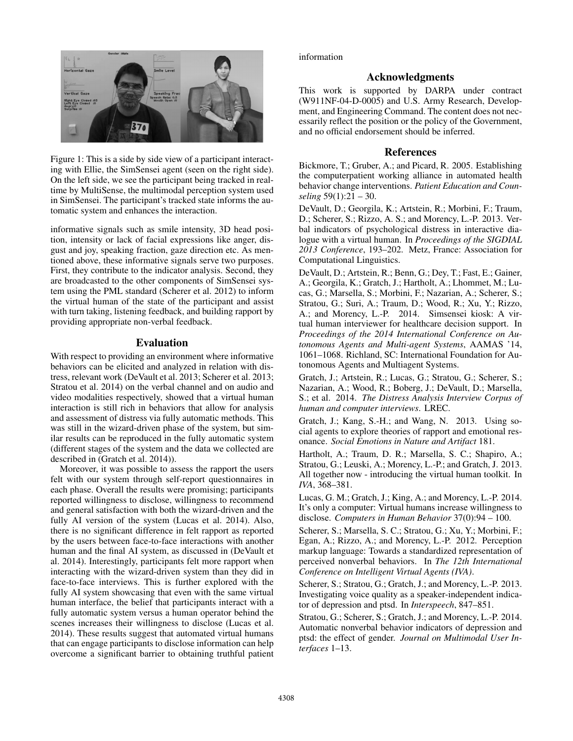Figure 1: This is a side by side view of a participant interacting with Ellie, the SimSensei agent (seen on the right side). On the left side, we see the participant being tracked in real-time by MultiSense, the multimodal perception system used in SimSensei. The participant's tracked state informs the automatic system and enhances the interaction.

informative signals such as smile intensity, 3D head position, intensity or lack of facial expressions like anger, disgust and joy, speaking fraction, gaze direction etc. As mentioned above, these informative signals serve two purposes. First, they contribute to the indicator analysis. Second, they are broadcasted to the other components of SimSensei system using the PML standard (Scherer et al. 2012) to inform the virtual human of the state of the participant and assist with turn taking, listening feedback, and building rapport by providing appropriate non-verbal feedback.

## Evaluation

With respect to providing an environment where informative behaviors can be elicited and analyzed in relation with distress, relevant work (DeVault et al. 2013; Scherer et al. 2013; Stratou et al. 2014) on the verbal channel and on audio and video modalities respectively, showed that a virtual human interaction is still rich in behaviors that allow for analysis and assessment of distress via fully automatic methods. This was still in the wizard-driven phase of the system, but similar results can be reproduced in the fully automatic system (different stages of the system and the data we collected are described in (Gratch et al. 2014)).

Moreover, it was possible to assess the rapport the users felt with our system through self-report questionnaires in each phase. Overall the results were promising; participants reported willingness to disclose, willingness to recommend and general satisfaction with both the wizard-driven and the fully AI version of the system (Lucas et al. 2014). Also, there is no significant difference in felt rapport as reported by the users between face-to-face interactions with another human and the final AI system, as discussed in (DeVault et al. 2014). Interestingly, participants felt more rapport when interacting with the wizard-driven system than they did in face-to-face interviews. This is further explored with the fully AI system showcasing that even with the same virtual human interface, the belief that participants interact with a fully automatic system versus a human operator behind the scenes increases their willingness to disclose (Lucas et al. 2014). These results suggest that automated virtual humans that can engage participants to disclose information can help overcome a significant barrier to obtaining truthful patient information

## Acknowledgments

This work is supported by DARPA under contract (W911NF-04-D-0005) and U.S. Army Research, Development, and Engineering Command. The content does not necessarily reflect the position or the policy of the Government, and no official endorsement should be inferred.

## References

Bickmore, T.; Gruber, A.; and Picard, R. 2005. Establishing the computerpatient working alliance in automated health behavior change interventions. *Patient Education and Counseling* 59(1):21 – 30.

DeVault, D.; Georgila, K.; Artstein, R.; Morbini, F.; Traum, D.; Scherer, S.; Rizzo, A. S.; and Morency, L.-P. 2013. Verbal indicators of psychological distress in interactive dialogue with a virtual human. In *Proceedings of the SIGDIAL 2013 Conference*, 193–202. Metz, France: Association for Computational Linguistics.

DeVault, D.; Artstein, R.; Benn, G.; Dey, T.; Fast, E.; Gainer, A.; Georgila, K.; Gratch, J.; Hartholt, A.; Lhommet, M.; Lucas, G.; Marsella, S.; Morbini, F.; Nazarian, A.; Scherer, S.; Stratou, G.; Suri, A.; Traum, D.; Wood, R.; Xu, Y.; Rizzo, A.; and Morency, L.-P. 2014. Simsensei kiosk: A virtual human interviewer for healthcare decision support. In *Proceedings of the 2014 International Conference on Autonomous Agents and Multi-agent Systems*, AAMAS '14, 1061–1068. Richland, SC: International Foundation for Autonomous Agents and Multiagent Systems.

Gratch, J.; Artstein, R.; Lucas, G.; Stratou, G.; Scherer, S.; Nazarian, A.; Wood, R.; Boberg, J.; DeVault, D.; Marsella, S.; et al. 2014. *The Distress Analysis Interview Corpus of human and computer interviews*. LREC.

Gratch, J.; Kang, S.-H.; and Wang, N. 2013. Using social agents to explore theories of rapport and emotional resonance. *Social Emotions in Nature and Artifact* 181.

Hartholt, A.; Traum, D. R.; Marsella, S. C.; Shapiro, A.; Stratou, G.; Leuski, A.; Morency, L.-P.; and Gratch, J. 2013. All together now - introducing the virtual human toolkit. In *IVA*, 368–381.

Lucas, G. M.; Gratch, J.; King, A.; and Morency, L.-P. 2014. It's only a computer: Virtual humans increase willingness to disclose. *Computers in Human Behavior* 37(0):94 – 100.

Scherer, S.; Marsella, S. C.; Stratou, G.; Xu, Y.; Morbini, F.; Egan, A.; Rizzo, A.; and Morency, L.-P. 2012. Perception markup language: Towards a standardized representation of perceived nonverbal behaviors. In *The 12th International Conference on Intelligent Virtual Agents (IVA)*.

Scherer, S.; Stratou, G.; Gratch, J.; and Morency, L.-P. 2013. Investigating voice quality as a speaker-independent indicator of depression and ptsd. In *Interspeech*, 847–851.

Stratou, G.; Scherer, S.; Gratch, J.; and Morency, L.-P. 2014. Automatic nonverbal behavior indicators of depression and ptsd: the effect of gender. *Journal on Multimodal User Interfaces* 1–13.